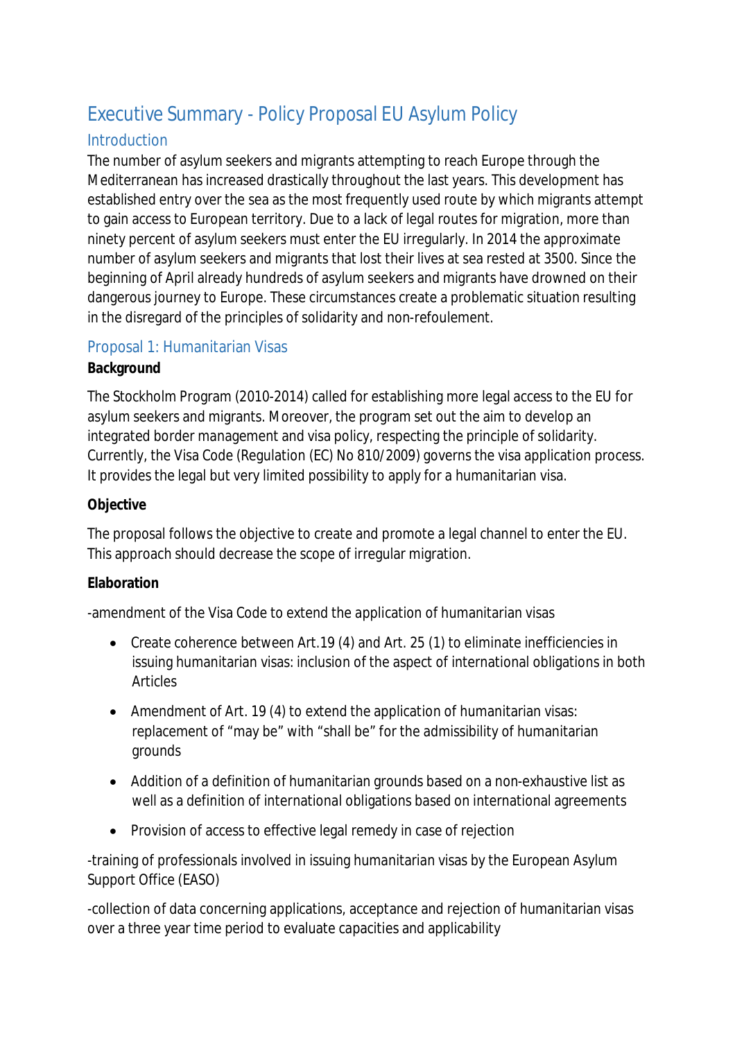# Executive Summary - Policy Proposal EU Asylum Policy

## Introduction

The number of asylum seekers and migrants attempting to reach Europe through the Mediterranean has increased drastically throughout the last years. This development has established entry over the sea as the most frequently used route by which migrants attempt to gain access to European territory. Due to a lack of legal routes for migration, more than ninety percent of asylum seekers must enter the EU irregularly. In 2014 the approximate number of asylum seekers and migrants that lost their lives at sea rested at 3500. Since the beginning of April already hundreds of asylum seekers and migrants have drowned on their dangerous journey to Europe. These circumstances create a problematic situation resulting in the disregard of the principles of solidarity and non-refoulement.

## Proposal 1: Humanitarian Visas

**Background**

The Stockholm Program (2010-2014) called for establishing more legal access to the EU for asylum seekers and migrants. Moreover, the program set out the aim to develop an integrated border management and visa policy, respecting the principle of solidarity. Currently, the Visa Code (Regulation (EC) No 810/2009) governs the visa application process. It provides the legal but very limited possibility to apply for a humanitarian visa.

**Objective**

The proposal follows the objective to create and promote a legal channel to enter the EU. This approach should decrease the scope of irregular migration.

**Elaboration**

-amendment of the Visa Code to extend the application of humanitarian visas

- Create coherence between Art.19 (4) and Art. 25 (1) to eliminate inefficiencies in issuing humanitarian visas: inclusion of the aspect of international obligations in both Articles
- Amendment of Art. 19 (4) to extend the application of humanitarian visas: replacement of “may be” with “shall be” for the admissibility of humanitarian grounds
- Addition of a definition of humanitarian grounds based on a non-exhaustive list as well as a definition of international obligations based on international agreements
- Provision of access to effective legal remedy in case of rejection

-training of professionals involved in issuing humanitarian visas by the European Asylum Support Office (EASO)

-collection of data concerning applications, acceptance and rejection of humanitarian visas over a three year time period to evaluate capacities and applicability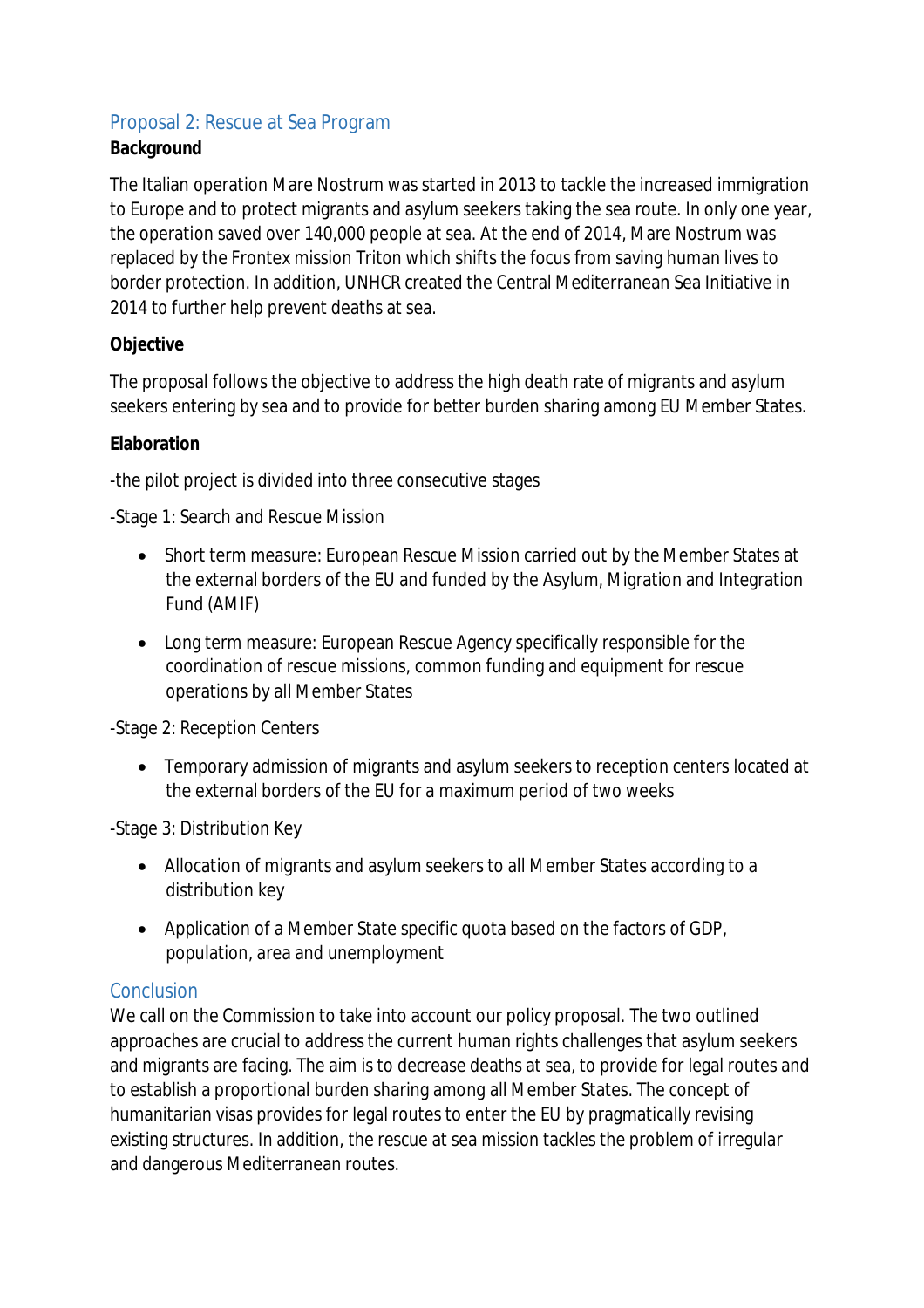## Proposal 2: Rescue at Sea Program

**Background**

The Italian operation Mare Nostrum was started in 2013 to tackle the increased immigration to Europe and to protect migrants and asylum seekers taking the sea route. In only one year, the operation saved over 140,000 people at sea. At the end of 2014, Mare Nostrum was replaced by the Frontex mission Triton which shifts the focus from saving human lives to border protection. In addition, UNHCR created the Central Mediterranean Sea Initiative in 2014 to further help prevent deaths at sea.

**Objective**

The proposal follows the objective to address the high death rate of migrants and asylum seekers entering by sea and to provide for better burden sharing among EU Member States.

**Elaboration**

-the pilot project is divided into three consecutive stages

-Stage 1: Search and Rescue Mission

- Short term measure: European Rescue Mission carried out by the Member States at the external borders of the EU and funded by the Asylum, Migration and Integration Fund (AMIF)
- Long term measure: European Rescue Agency specifically responsible for the coordination of rescue missions, common funding and equipment for rescue operations by all Member States

-Stage 2: Reception Centers

- Temporary admission of migrants and asylum seekers to reception centers located at the external borders of the EU for a maximum period of two weeks

-Stage 3: Distribution Key

- Allocation of migrants and asylum seekers to all Member States according to a distribution key
- Application of a Member State specific quota based on the factors of GDP, population, area and unemployment

## Conclusion

We call on the Commission to take into account our policy proposal. The two outlined approaches are crucial to address the current human rights challenges that asylum seekers and migrants are facing. The aim is to decrease deaths at sea, to provide for legal routes and to establish a proportional burden sharing among all Member States. The concept of humanitarian visas provides for legal routes to enter the EU by pragmatically revising existing structures. In addition, the rescue at sea mission tackles the problem of irregular and dangerous Mediterranean routes.